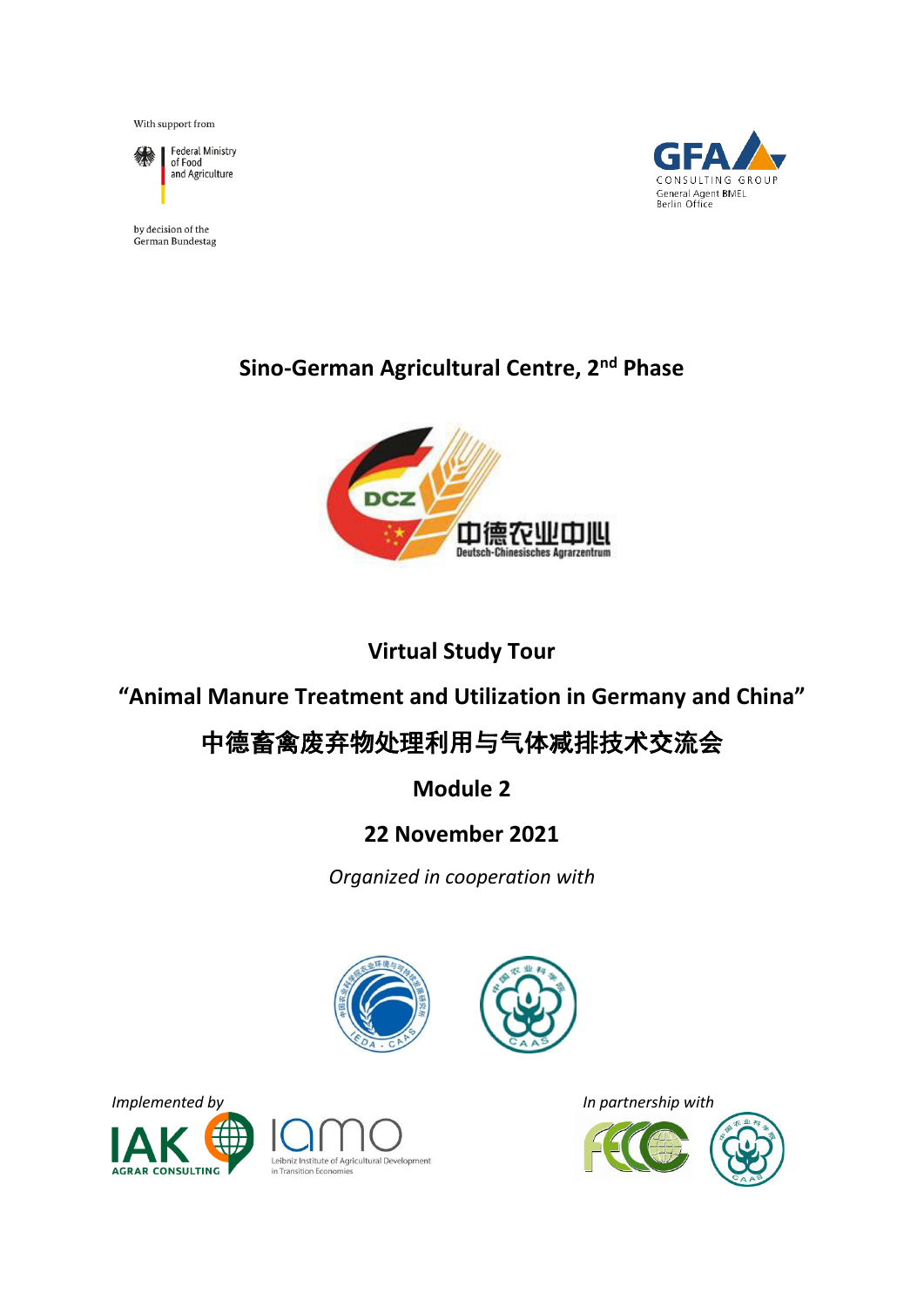With support from

Federal Ministry of Food and Agriculture

by decision of the German Bundestag

GFA CONSULTING GROUP
General Agent BMEL
Berlin Office

# Sino-German Agricultural Centre, 2nd Phase

DCZ
中德农业中心
Deutsch-Chinesisches Agrarzentrum

## Virtual Study Tour

## "Animal Manure Treatment and Utilization in Germany and China"

## 中德畜禽废弃物处理利用与气体减排技术交流会

## Module 2

## 22 November 2021

*Organized in cooperation with*

*Implemented by*

IAK AGRAR CONSULTING

iamo Leibniz Institute of Agricultural Development in Transition Economies

*In partnership with*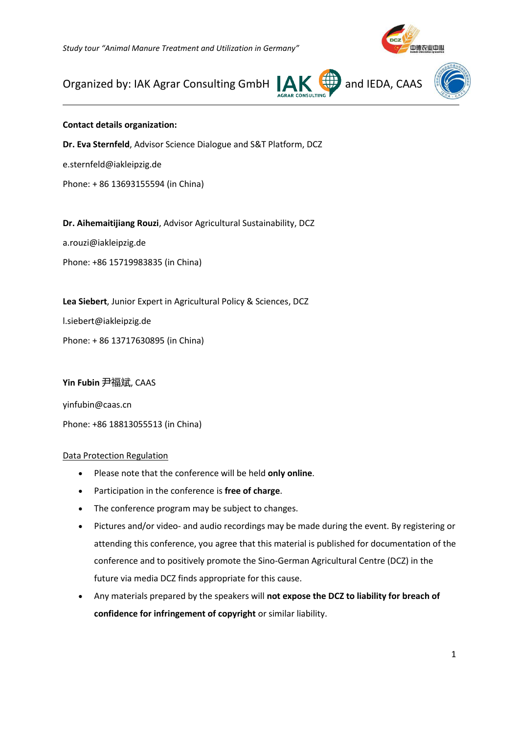*Study tour "Animal Manure Treatment and Utilization in Germany"*

Organized by: IAK Agrar Consulting GmbH and IEDA, CAAS

**Contact details organization:**

**Dr. Eva Sternfeld**, Advisor Science Dialogue and S&T Platform, DCZ

e.sternfeld@iakleipzig.de

Phone: + 86 13693155594 (in China)

**Dr. Aihemaitijiang Rouzi**, Advisor Agricultural Sustainability, DCZ

a.rouzi@iakleipzig.de

Phone: +86 15719983835 (in China)

**Lea Siebert**, Junior Expert in Agricultural Policy & Sciences, DCZ

l.siebert@iakleipzig.de

Phone: + 86 13717630895 (in China)

**Yin Fubin** 尹福斌, CAAS

yinfubin@caas.cn

Phone: +86 18813055513 (in China)

Data Protection Regulation

- Please note that the conference will be held **only online**.
- Participation in the conference is **free of charge**.
- The conference program may be subject to changes.
- Pictures and/or video- and audio recordings may be made during the event. By registering or attending this conference, you agree that this material is published for documentation of the conference and to positively promote the Sino-German Agricultural Centre (DCZ) in the future via media DCZ finds appropriate for this cause.
- Any materials prepared by the speakers will **not expose the DCZ to liability for breach of confidence for infringement of copyright** or similar liability.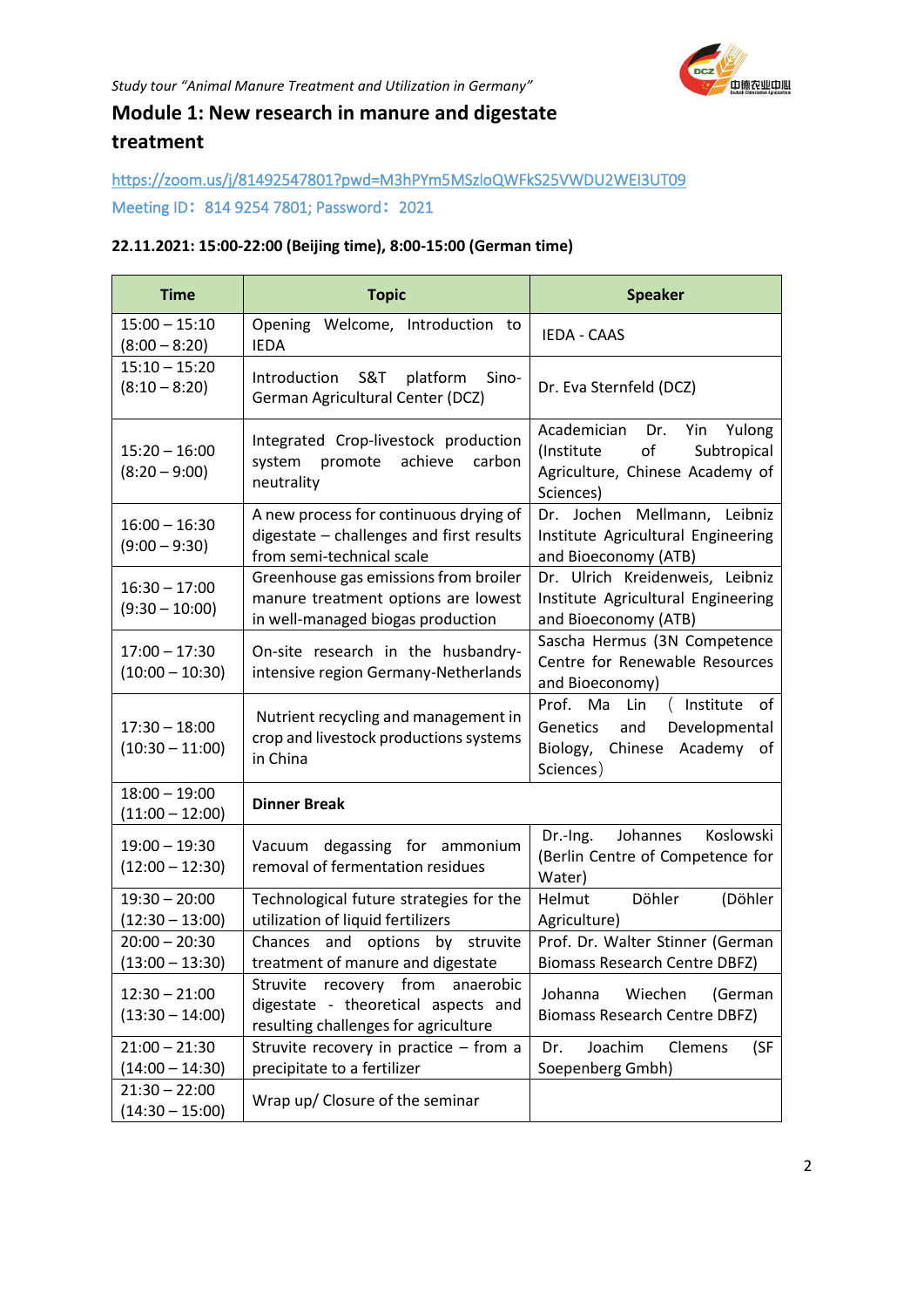*Study tour "Animal Manure Treatment and Utilization in Germany"*

# Module 1: New research in manure and digestate treatment

https://zoom.us/j/81492547801?pwd=M3hPYm5MSzloQWFkS25VWDU2WEI3UT09

Meeting ID：814 9254 7801; Password：2021

**22.11.2021: 15:00-22:00 (Beijing time), 8:00-15:00 (German time)**

| Time | Topic | Speaker |
|---|---|---|
| 15:00 – 15:10 (8:00 – 8:20) | Opening Welcome, Introduction to IEDA | IEDA - CAAS |
| 15:10 – 15:20 (8:10 – 8:20) | Introduction S&T platform Sino-German Agricultural Center (DCZ) | Dr. Eva Sternfeld (DCZ) |
| 15:20 – 16:00 (8:20 – 9:00) | Integrated Crop-livestock production system promote achieve carbon neutrality | Academician Dr. Yin Yulong (Institute of Subtropical Agriculture, Chinese Academy of Sciences) |
| 16:00 – 16:30 (9:00 – 9:30) | A new process for continuous drying of digestate – challenges and first results from semi-technical scale | Dr. Jochen Mellmann, Leibniz Institute Agricultural Engineering and Bioeconomy (ATB) |
| 16:30 – 17:00 (9:30 – 10:00) | Greenhouse gas emissions from broiler manure treatment options are lowest in well-managed biogas production | Dr. Ulrich Kreidenweis, Leibniz Institute Agricultural Engineering and Bioeconomy (ATB) |
| 17:00 – 17:30 (10:00 – 10:30) | On-site research in the husbandry-intensive region Germany-Netherlands | Sascha Hermus (3N Competence Centre for Renewable Resources and Bioeconomy) |
| 17:30 – 18:00 (10:30 – 11:00) | Nutrient recycling and management in crop and livestock productions systems in China | Prof. Ma Lin （Institute of Genetics and Developmental Biology, Chinese Academy of Sciences） |
| 18:00 – 19:00 (11:00 – 12:00) | **Dinner Break** | |
| 19:00 – 19:30 (12:00 – 12:30) | Vacuum degassing for ammonium removal of fermentation residues | Dr.-Ing. Johannes Koslowski (Berlin Centre of Competence for Water) |
| 19:30 – 20:00 (12:30 – 13:00) | Technological future strategies for the utilization of liquid fertilizers | Helmut Döhler (Döhler Agriculture) |
| 20:00 – 20:30 (13:00 – 13:30) | Chances and options by struvite treatment of manure and digestate | Prof. Dr. Walter Stinner (German Biomass Research Centre DBFZ) |
| 12:30 – 21:00 (13:30 – 14:00) | Struvite recovery from anaerobic digestate - theoretical aspects and resulting challenges for agriculture | Johanna Wiechen (German Biomass Research Centre DBFZ) |
| 21:00 – 21:30 (14:00 – 14:30) | Struvite recovery in practice – from a precipitate to a fertilizer | Dr. Joachim Clemens (SF Soepenberg Gmbh) |
| 21:30 – 22:00 (14:30 – 15:00) | Wrap up/ Closure of the seminar | |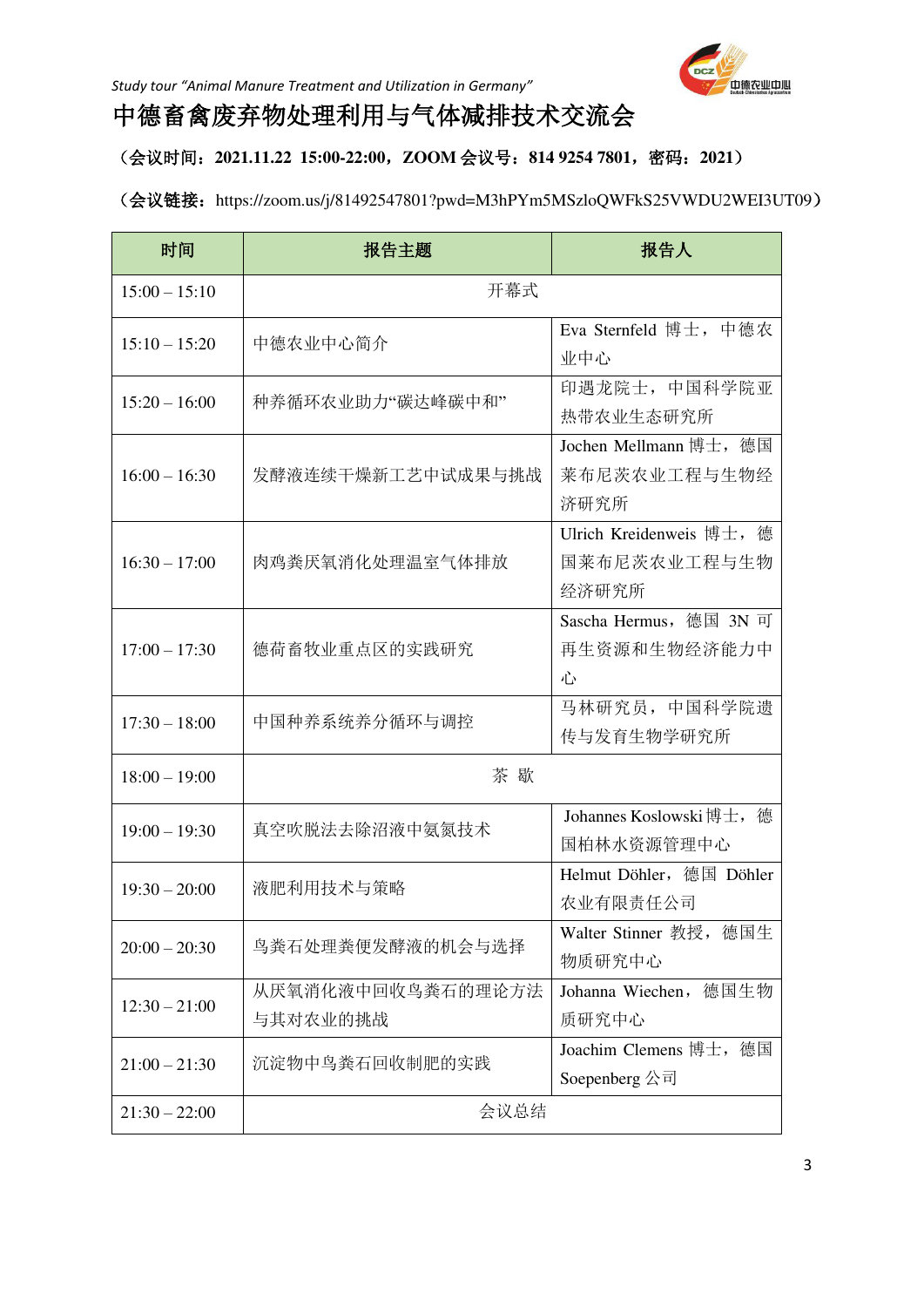*Study tour "Animal Manure Treatment and Utilization in Germany"*

# 中德畜禽废弃物处理利用与气体减排技术交流会

**（会议时间：2021.11.22 15:00-22:00，ZOOM 会议号：814 9254 7801，密码：2021）**

**（会议链接：**https://zoom.us/j/81492547801?pwd=M3hPYm5MSzloQWFkS25VWDU2WEI3UT09）

| 时间 | 报告主题 | 报告人 |
|---|---|---|
| 15:00 – 15:10 | 开幕式 | |
| 15:10 – 15:20 | 中德农业中心简介 | Eva Sternfeld 博士，中德农业中心 |
| 15:20 – 16:00 | 种养循环农业助力"碳达峰碳中和" | 印遇龙院士，中国科学院亚热带农业生态研究所 |
| 16:00 – 16:30 | 发酵液连续干燥新工艺中试成果与挑战 | Jochen Mellmann 博士，德国莱布尼茨农业工程与生物经济研究所 |
| 16:30 – 17:00 | 肉鸡粪厌氧消化处理温室气体排放 | Ulrich Kreidenweis 博士，德国莱布尼茨农业工程与生物经济研究所 |
| 17:00 – 17:30 | 德荷畜牧业重点区的实践研究 | Sascha Hermus，德国 3N 可再生资源和生物经济能力中心 |
| 17:30 – 18:00 | 中国种养系统养分循环与调控 | 马林研究员，中国科学院遗传与发育生物学研究所 |
| 18:00 – 19:00 | 茶 歇 | |
| 19:00 – 19:30 | 真空吹脱法去除沼液中氨氮技术 | Johannes Koslowski 博士，德国柏林水资源管理中心 |
| 19:30 – 20:00 | 液肥利用技术与策略 | Helmut Döhler，德国 Döhler 农业有限责任公司 |
| 20:00 – 20:30 | 鸟粪石处理粪便发酵液的机会与选择 | Walter Stinner 教授，德国生物质研究中心 |
| 12:30 – 21:00 | 从厌氧消化液中回收鸟粪石的理论方法与其对农业的挑战 | Johanna Wiechen，德国生物质研究中心 |
| 21:00 – 21:30 | 沉淀物中鸟粪石回收制肥的实践 | Joachim Clemens 博士，德国 Soepenberg 公司 |
| 21:30 – 22:00 | 会议总结 | |